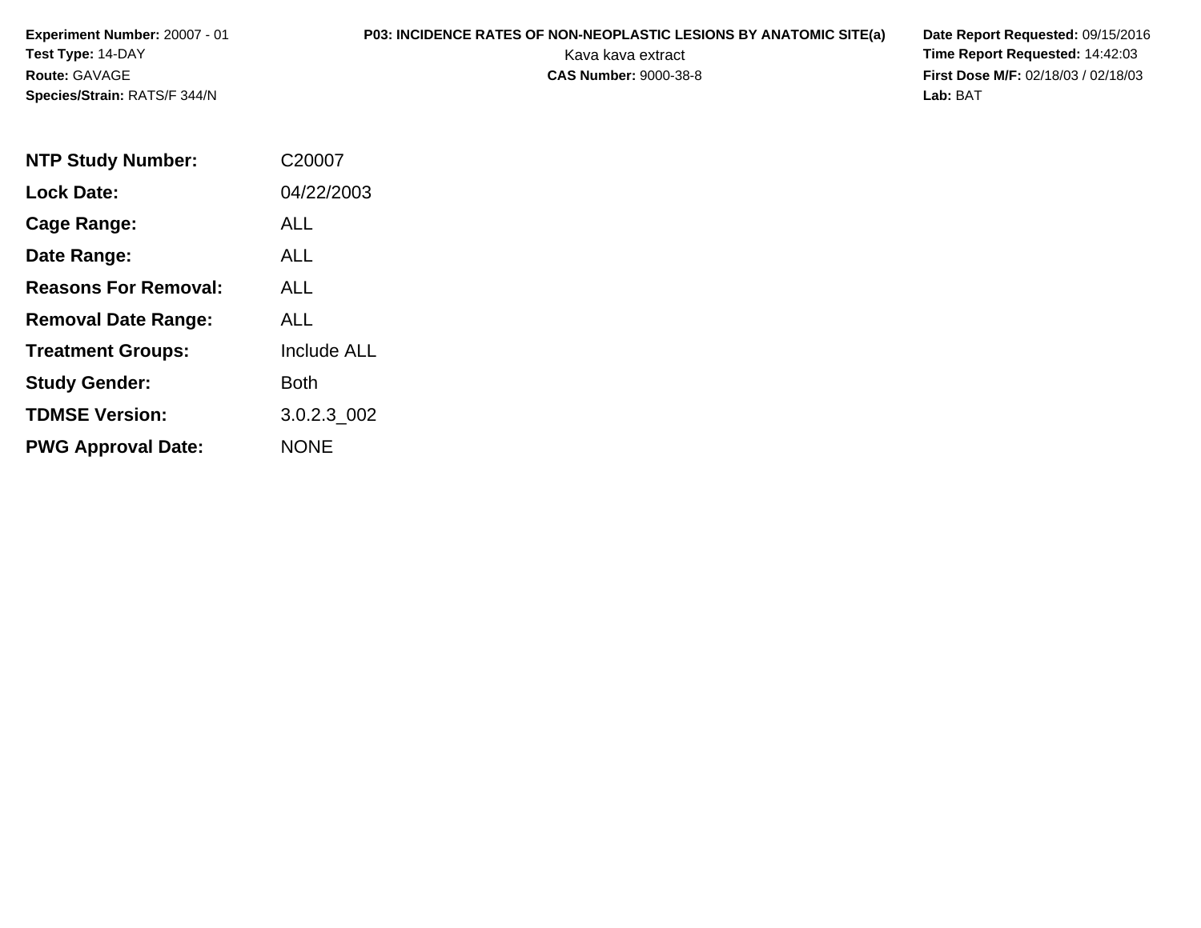**Experiment Number:** 20007 - 01
**Test Type:** 14-DAY
**Route:** GAVAGE
**Species/Strain:** RATS/F 344/N

**P03: INCIDENCE RATES OF NON-NEOPLASTIC LESIONS BY ANATOMIC SITE(a)**
Kava kava extract
**CAS Number:** 9000-38-8

**Date Report Requested:** 09/15/2016
**Time Report Requested:** 14:42:03
**First Dose M/F:** 02/18/03 / 02/18/03
**Lab:** BAT

| | |
|---|---|
| **NTP Study Number:** | C20007 |
| **Lock Date:** | 04/22/2003 |
| **Cage Range:** | ALL |
| **Date Range:** | ALL |
| **Reasons For Removal:** | ALL |
| **Removal Date Range:** | ALL |
| **Treatment Groups:** | Include ALL |
| **Study Gender:** | Both |
| **TDMSE Version:** | 3.0.2.3_002 |
| **PWG Approval Date:** | NONE |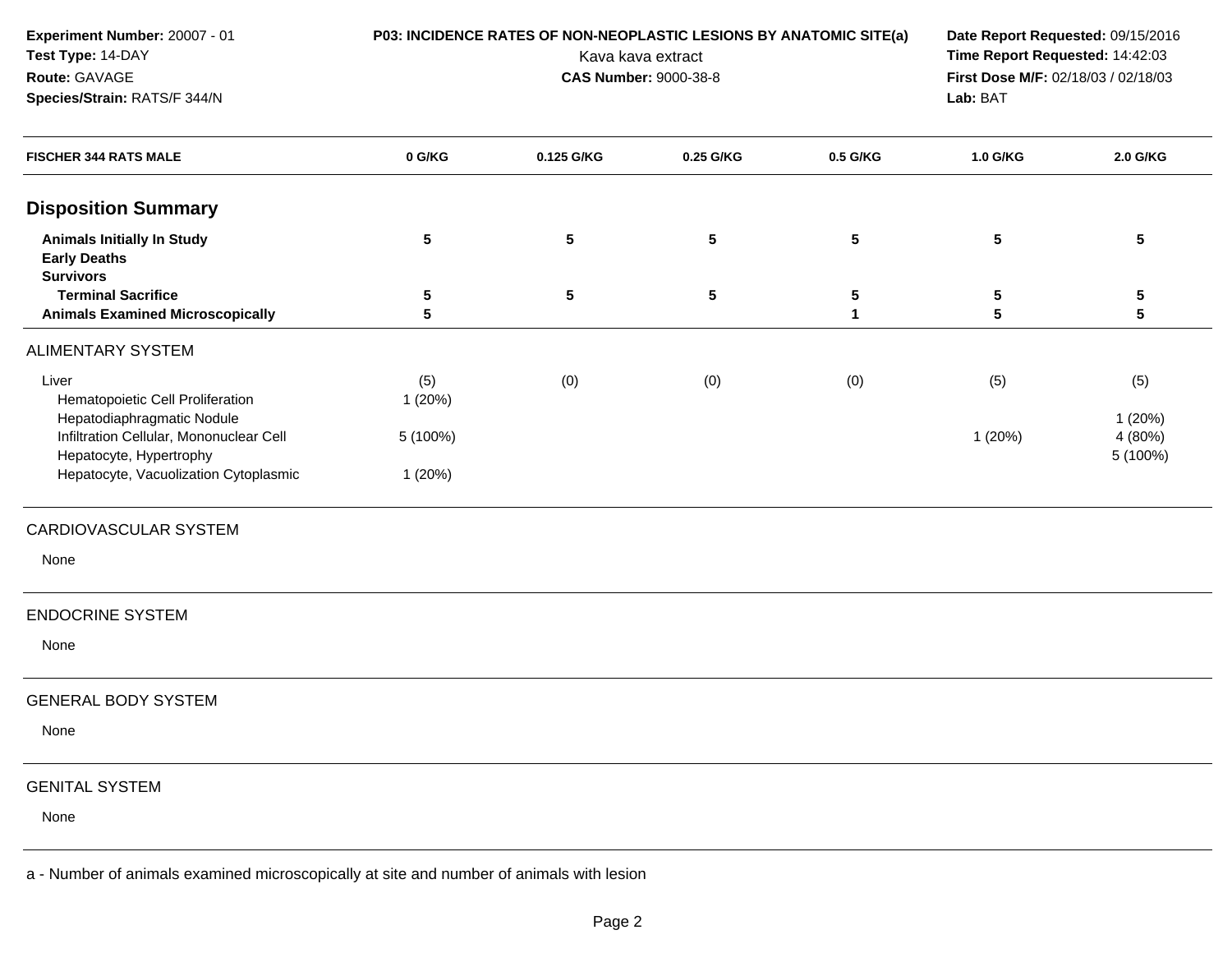**Experiment Number:** 20007 - 01
**Test Type:** 14-DAY
**Route:** GAVAGE
**Species/Strain:** RATS/F 344/N

**P03: INCIDENCE RATES OF NON-NEOPLASTIC LESIONS BY ANATOMIC SITE(a)**
Kava kava extract
**CAS Number:** 9000-38-8

**Date Report Requested:** 09/15/2016
**Time Report Requested:** 14:42:03
**First Dose M/F:** 02/18/03 / 02/18/03
**Lab:** BAT

| FISCHER 344 RATS MALE | 0 G/KG | 0.125 G/KG | 0.25 G/KG | 0.5 G/KG | 1.0 G/KG | 2.0 G/KG |
|---|---|---|---|---|---|---|
| **Disposition Summary** | | | | | | |
| **Animals Initially In Study** | 5 | 5 | 5 | 5 | 5 | 5 |
| **Early Deaths** | | | | | | |
| **Survivors** | | | | | | |
| **Terminal Sacrifice** | 5 | 5 | 5 | 5 | 5 | 5 |
| **Animals Examined Microscopically** | 5 | | | 1 | 5 | 5 |
| ALIMENTARY SYSTEM | | | | | | |
| Liver | (5) | (0) | (0) | (0) | (5) | (5) |
| Hematopoietic Cell Proliferation | 1 (20%) | | | | | |
| Hepatodiaphragmatic Nodule | | | | | | 1 (20%) |
| Infiltration Cellular, Mononuclear Cell | 5 (100%) | | | | 1 (20%) | 4 (80%) |
| Hepatocyte, Hypertrophy | | | | | | 5 (100%) |
| Hepatocyte, Vacuolization Cytoplasmic | 1 (20%) | | | | | |
| CARDIOVASCULAR SYSTEM | | | | | | |
| None | | | | | | |
| ENDOCRINE SYSTEM | | | | | | |
| None | | | | | | |
| GENERAL BODY SYSTEM | | | | | | |
| None | | | | | | |
| GENITAL SYSTEM | | | | | | |
| None | | | | | | |

a - Number of animals examined microscopically at site and number of animals with lesion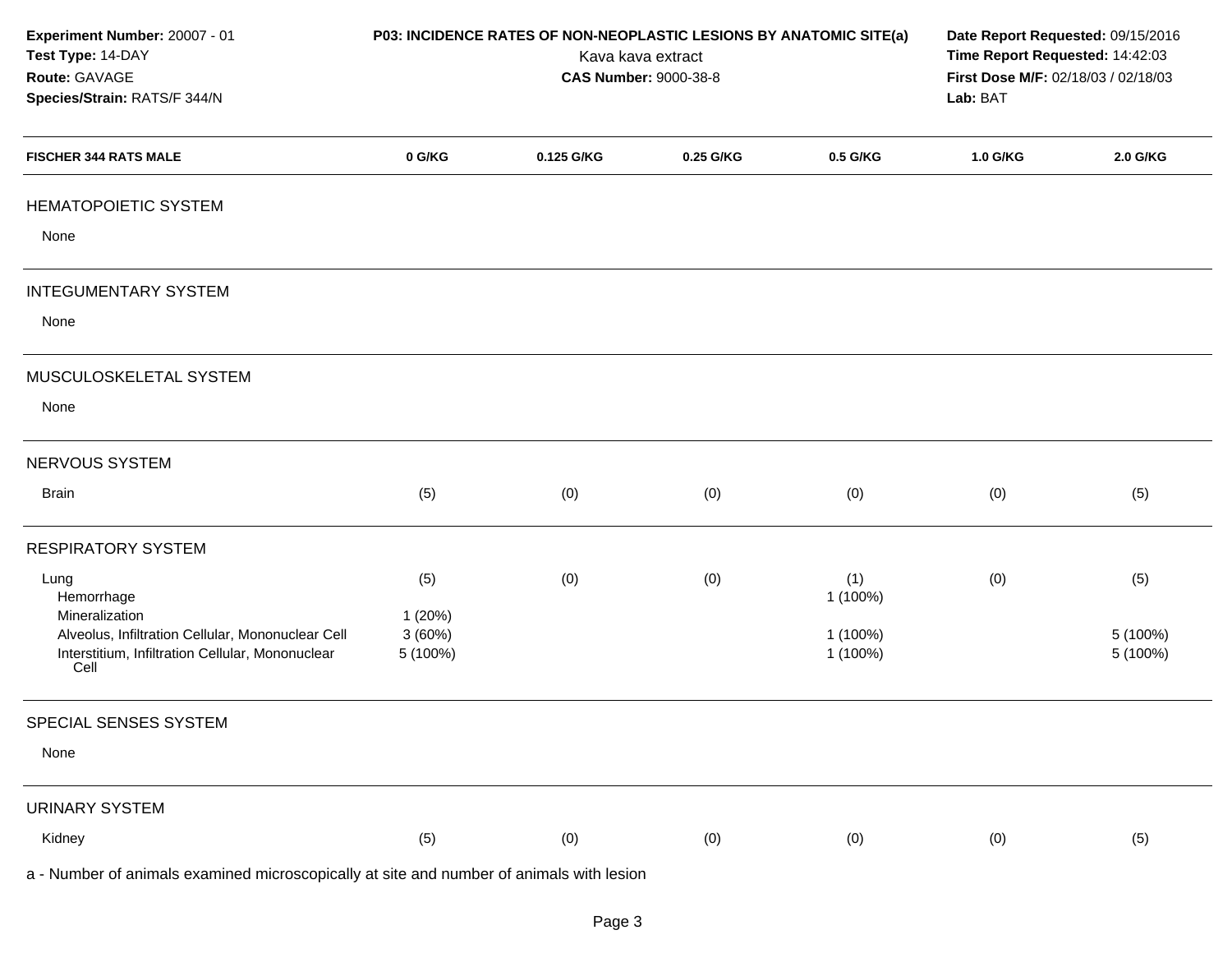**Experiment Number:** 20007 - 01
**Test Type:** 14-DAY
**Route:** GAVAGE
**Species/Strain:** RATS/F 344/N

**P03: INCIDENCE RATES OF NON-NEOPLASTIC LESIONS BY ANATOMIC SITE(a)**
Kava kava extract
**CAS Number:** 9000-38-8

**Date Report Requested:** 09/15/2016
**Time Report Requested:** 14:42:03
**First Dose M/F:** 02/18/03 / 02/18/03
**Lab:** BAT

| FISCHER 344 RATS MALE | 0 G/KG | 0.125 G/KG | 0.25 G/KG | 0.5 G/KG | 1.0 G/KG | 2.0 G/KG |
|---|---|---|---|---|---|---|
| **HEMATOPOIETIC SYSTEM** | | | | | | |
| None | | | | | | |
| **INTEGUMENTARY SYSTEM** | | | | | | |
| None | | | | | | |
| **MUSCULOSKELETAL SYSTEM** | | | | | | |
| None | | | | | | |
| **NERVOUS SYSTEM** | | | | | | |
| Brain | (5) | (0) | (0) | (0) | (0) | (5) |
| **RESPIRATORY SYSTEM** | | | | | | |
| Lung | (5) | (0) | (0) | (1) | (0) | (5) |
| Hemorrhage | | | | 1 (100%) | | |
| Mineralization | 1 (20%) | | | | | |
| Alveolus, Infiltration Cellular, Mononuclear Cell | 3 (60%) | | | 1 (100%) | | 5 (100%) |
| Interstitium, Infiltration Cellular, Mononuclear Cell | 5 (100%) | | | 1 (100%) | | 5 (100%) |
| **SPECIAL SENSES SYSTEM** | | | | | | |
| None | | | | | | |
| **URINARY SYSTEM** | | | | | | |
| Kidney | (5) | (0) | (0) | (0) | (0) | (5) |

a - Number of animals examined microscopically at site and number of animals with lesion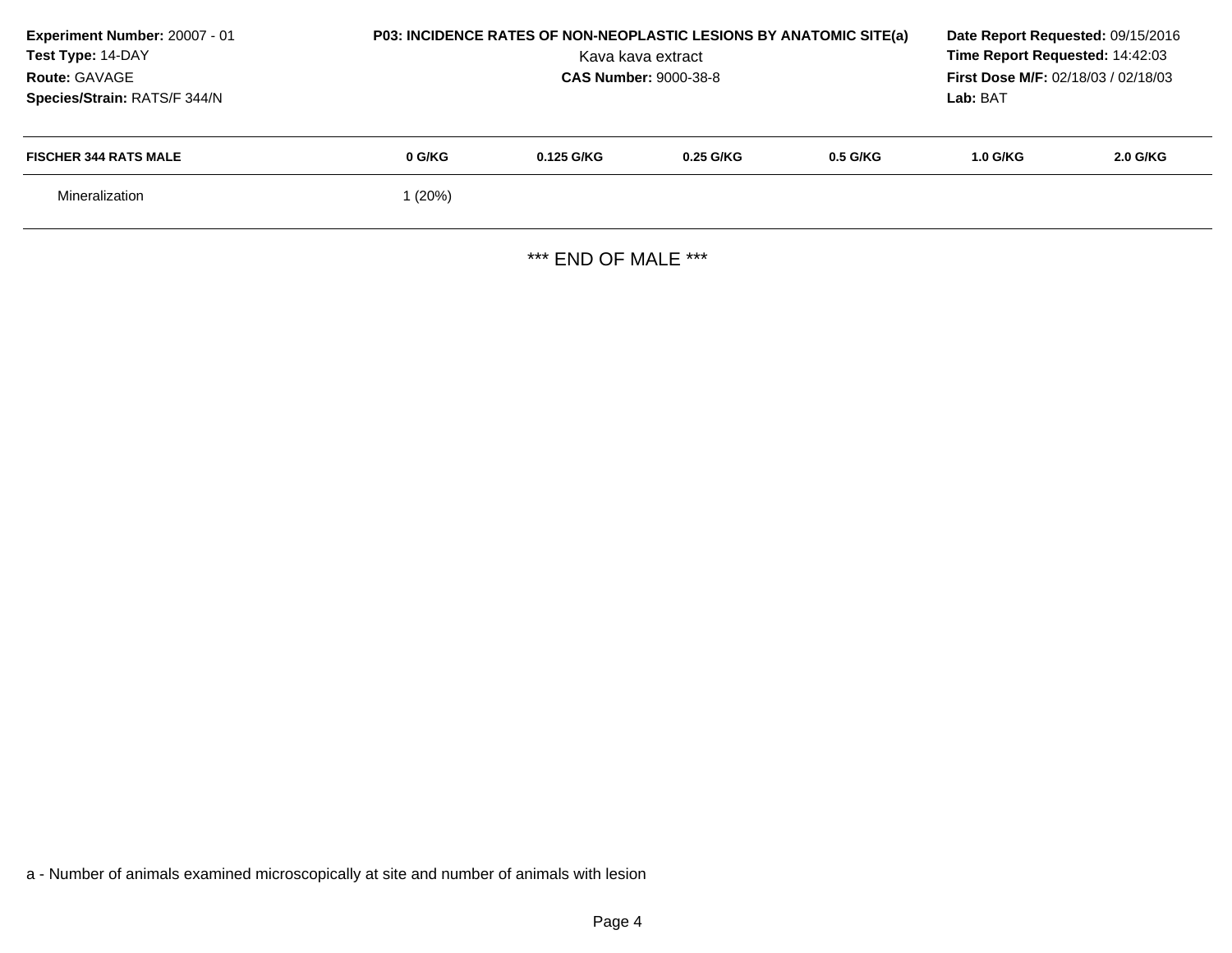**Experiment Number:** 20007 - 01
**Test Type:** 14-DAY
**Route:** GAVAGE
**Species/Strain:** RATS/F 344/N

**P03: INCIDENCE RATES OF NON-NEOPLASTIC LESIONS BY ANATOMIC SITE(a)**
Kava kava extract
**CAS Number:** 9000-38-8

**Date Report Requested:** 09/15/2016
**Time Report Requested:** 14:42:03
**First Dose M/F:** 02/18/03 / 02/18/03
**Lab:** BAT

| FISCHER 344 RATS MALE | 0 G/KG | 0.125 G/KG | 0.25 G/KG | 0.5 G/KG | 1.0 G/KG | 2.0 G/KG |
|---|---|---|---|---|---|---|
| Mineralization | 1 (20%) | | | | | |

*** END OF MALE ***

a - Number of animals examined microscopically at site and number of animals with lesion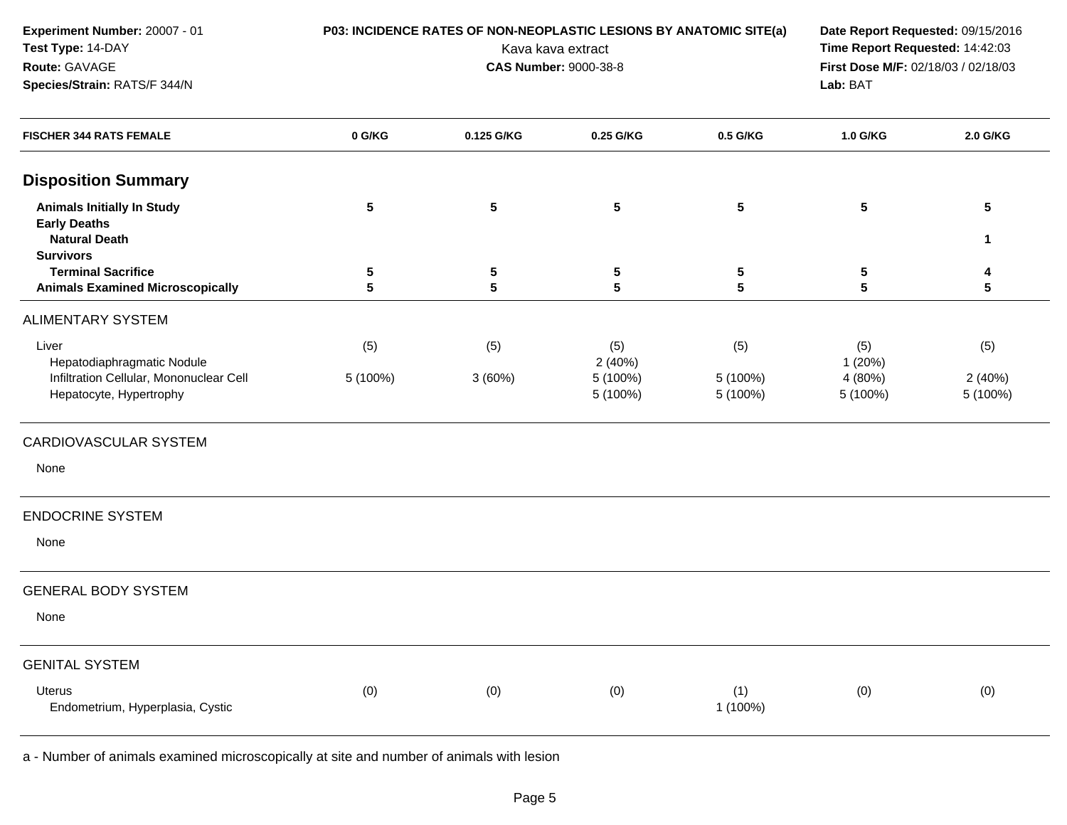**Experiment Number:** 20007 - 01
**Test Type:** 14-DAY
**Route:** GAVAGE
**Species/Strain:** RATS/F 344/N

**P03: INCIDENCE RATES OF NON-NEOPLASTIC LESIONS BY ANATOMIC SITE(a)**
Kava kava extract
**CAS Number:** 9000-38-8

**Date Report Requested:** 09/15/2016
**Time Report Requested:** 14:42:03
**First Dose M/F:** 02/18/03 / 02/18/03
**Lab:** BAT

| FISCHER 344 RATS FEMALE | 0 G/KG | 0.125 G/KG | 0.25 G/KG | 0.5 G/KG | 1.0 G/KG | 2.0 G/KG |
|---|---|---|---|---|---|---|
| **Disposition Summary** | | | | | | |
| **Animals Initially In Study** | **5** | **5** | **5** | **5** | **5** | **5** |
| **Early Deaths** | | | | | | |
| **Natural Death** | | | | | | **1** |
| **Survivors** | | | | | | |
| **Terminal Sacrifice** | **5** | **5** | **5** | **5** | **5** | **4** |
| **Animals Examined Microscopically** | **5** | **5** | **5** | **5** | **5** | **5** |
| ALIMENTARY SYSTEM | | | | | | |
| Liver | (5) | (5) | (5) | (5) | (5) | (5) |
| Hepatodiaphragmatic Nodule | | | 2 (40%) | | 1 (20%) | |
| Infiltration Cellular, Mononuclear Cell | 5 (100%) | 3 (60%) | 5 (100%) | 5 (100%) | 4 (80%) | 2 (40%) |
| Hepatocyte, Hypertrophy | | | 5 (100%) | 5 (100%) | 5 (100%) | 5 (100%) |
| CARDIOVASCULAR SYSTEM | | | | | | |
| None | | | | | | |
| ENDOCRINE SYSTEM | | | | | | |
| None | | | | | | |
| GENERAL BODY SYSTEM | | | | | | |
| None | | | | | | |
| GENITAL SYSTEM | | | | | | |
| Uterus | (0) | (0) | (0) | (1) | (0) | (0) |
| Endometrium, Hyperplasia, Cystic | | | | 1 (100%) | | |

a - Number of animals examined microscopically at site and number of animals with lesion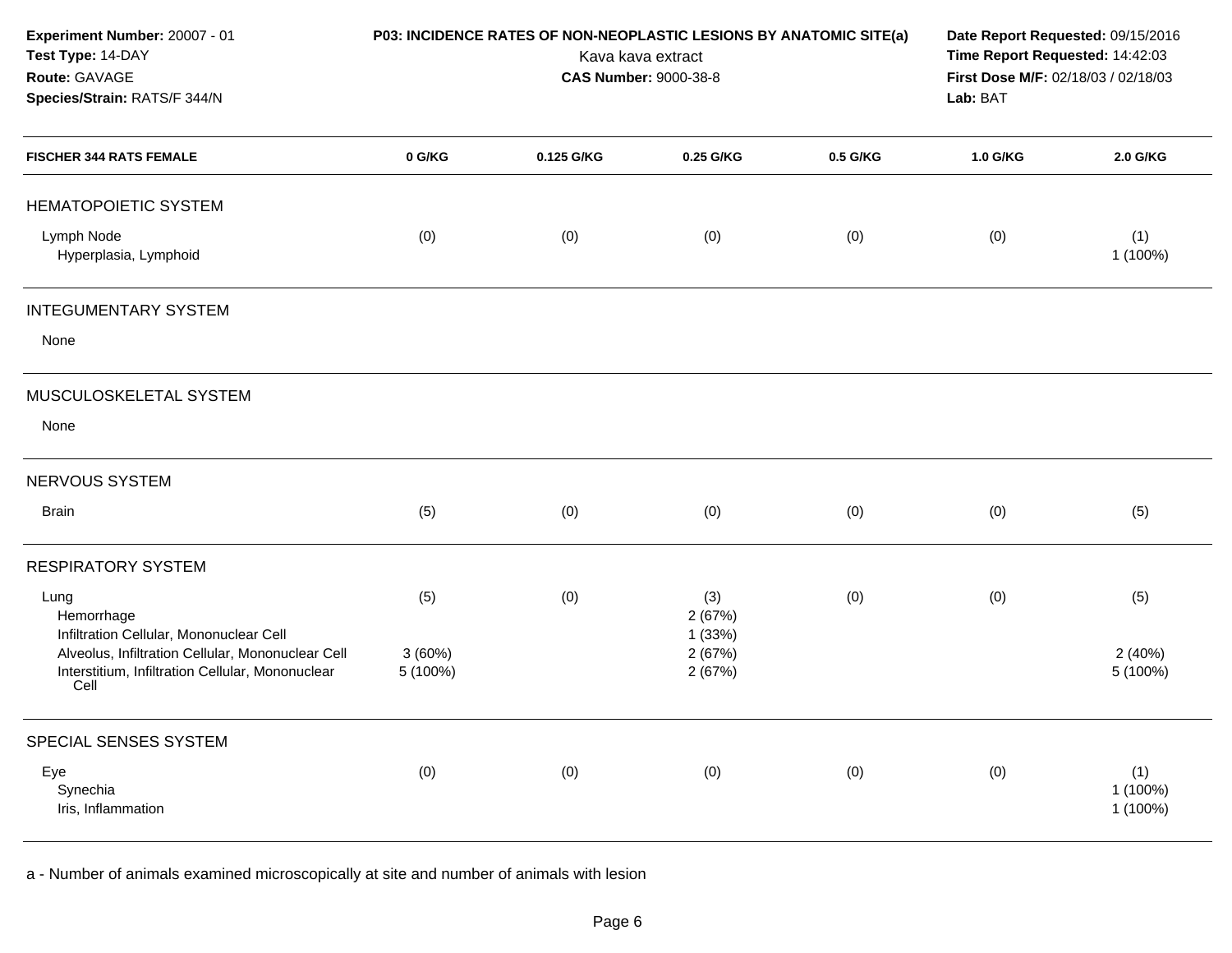**Experiment Number:** 20007 - 01
**Test Type:** 14-DAY
**Route:** GAVAGE
**Species/Strain:** RATS/F 344/N

**P03: INCIDENCE RATES OF NON-NEOPLASTIC LESIONS BY ANATOMIC SITE(a)**
Kava kava extract
**CAS Number:** 9000-38-8

**Date Report Requested:** 09/15/2016
**Time Report Requested:** 14:42:03
**First Dose M/F:** 02/18/03 / 02/18/03
**Lab:** BAT

| FISCHER 344 RATS FEMALE | 0 G/KG | 0.125 G/KG | 0.25 G/KG | 0.5 G/KG | 1.0 G/KG | 2.0 G/KG |
|---|---|---|---|---|---|---|
| **HEMATOPOIETIC SYSTEM** | | | | | | |
| Lymph Node | (0) | (0) | (0) | (0) | (0) | (1) |
| Hyperplasia, Lymphoid | | | | | | 1 (100%) |
| **INTEGUMENTARY SYSTEM** | | | | | | |
| None | | | | | | |
| **MUSCULOSKELETAL SYSTEM** | | | | | | |
| None | | | | | | |
| **NERVOUS SYSTEM** | | | | | | |
| Brain | (5) | (0) | (0) | (0) | (0) | (5) |
| **RESPIRATORY SYSTEM** | | | | | | |
| Lung | (5) | (0) | (3) | (0) | (0) | (5) |
| Hemorrhage | | | 2 (67%) | | | |
| Infiltration Cellular, Mononuclear Cell | | | 1 (33%) | | | |
| Alveolus, Infiltration Cellular, Mononuclear Cell | 3 (60%) | | 2 (67%) | | | 2 (40%) |
| Interstitium, Infiltration Cellular, Mononuclear Cell | 5 (100%) | | 2 (67%) | | | 5 (100%) |
| **SPECIAL SENSES SYSTEM** | | | | | | |
| Eye | (0) | (0) | (0) | (0) | (0) | (1) |
| Synechia | | | | | | 1 (100%) |
| Iris, Inflammation | | | | | | 1 (100%) |

a - Number of animals examined microscopically at site and number of animals with lesion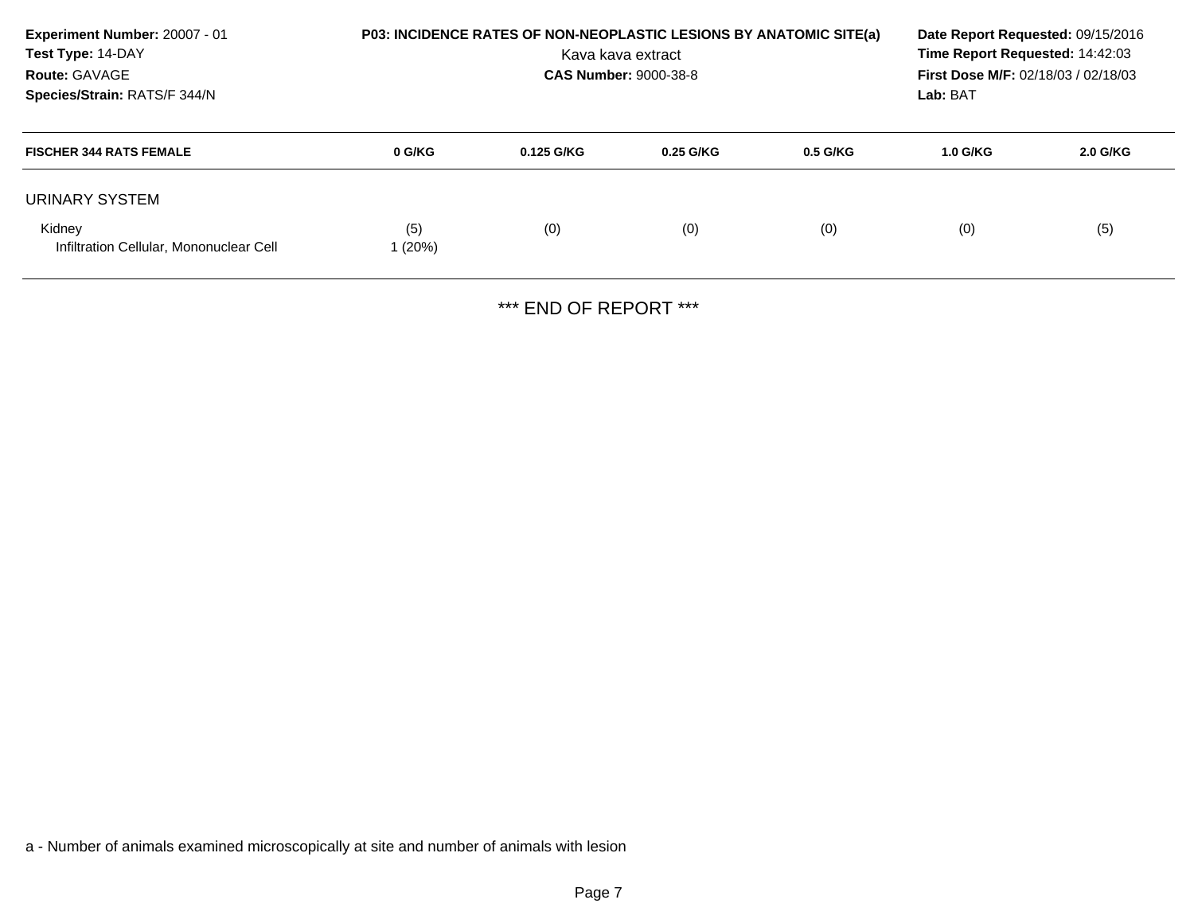**Experiment Number:** 20007 - 01
**Test Type:** 14-DAY
**Route:** GAVAGE
**Species/Strain:** RATS/F 344/N

**P03: INCIDENCE RATES OF NON-NEOPLASTIC LESIONS BY ANATOMIC SITE(a)**
Kava kava extract
**CAS Number:** 9000-38-8

**Date Report Requested:** 09/15/2016
**Time Report Requested:** 14:42:03
**First Dose M/F:** 02/18/03 / 02/18/03
**Lab:** BAT

| FISCHER 344 RATS FEMALE | 0 G/KG | 0.125 G/KG | 0.25 G/KG | 0.5 G/KG | 1.0 G/KG | 2.0 G/KG |
|---|---|---|---|---|---|---|
| URINARY SYSTEM | | | | | | |
| Kidney | (5) | (0) | (0) | (0) | (0) | (5) |
| Infiltration Cellular, Mononuclear Cell | 1 (20%) | | | | | |

*** END OF REPORT ***

a - Number of animals examined microscopically at site and number of animals with lesion